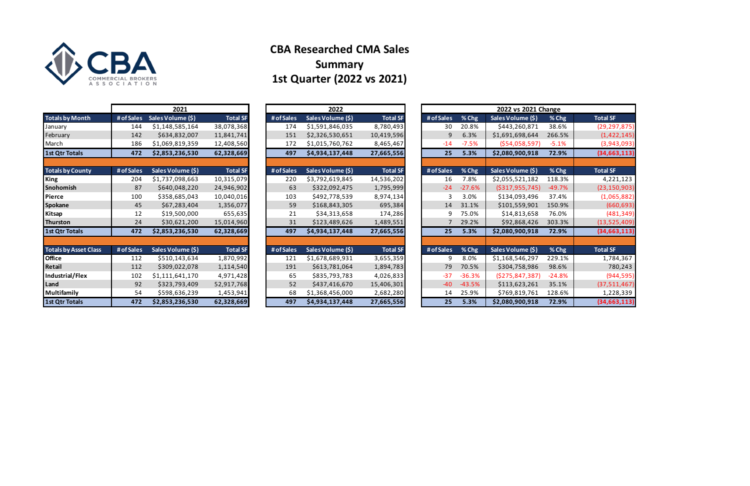CBA COMMERCIAL BROKERS ASSOCIATION

# CBA Researched CMA Sales Summary 1st Quarter (2022 vs 2021)

| | 2021 | | | 2022 | | | 2022 vs 2021 Change | | | | |
|---|---|---|---|---|---|---|---|---|---|---|---|
| **Totals by Month** | # of Sales | Sales Volume ($) | Total SF | # of Sales | Sales Volume ($) | Total SF | # of Sales | % Chg | Sales Volume ($) | % Chg | Total SF |
| January | 144 | $1,148,585,164 | 38,078,368 | 174 | $1,591,846,035 | 8,780,493 | 30 | 20.8% | $443,260,871 | 38.6% | (29,297,875) |
| February | 142 | $634,832,007 | 11,841,741 | 151 | $2,326,530,651 | 10,419,596 | 9 | 6.3% | $1,691,698,644 | 266.5% | (1,422,145) |
| March | 186 | $1,069,819,359 | 12,408,560 | 172 | $1,015,760,762 | 8,465,467 | -14 | -7.5% | ($54,058,597) | -5.1% | (3,943,093) |
| **1st Qtr Totals** | **472** | **$2,853,236,530** | **62,328,669** | **497** | **$4,934,137,448** | **27,665,556** | **25** | **5.3%** | **$2,080,900,918** | **72.9%** | **(34,663,113)** |
| **Totals by County** | # of Sales | Sales Volume ($) | Total SF | # of Sales | Sales Volume ($) | Total SF | # of Sales | % Chg | Sales Volume ($) | % Chg | Total SF |
| **King** | 204 | $1,737,098,663 | 10,315,079 | 220 | $3,792,619,845 | 14,536,202 | 16 | 7.8% | $2,055,521,182 | 118.3% | 4,221,123 |
| **Snohomish** | 87 | $640,048,220 | 24,946,902 | 63 | $322,092,475 | 1,795,999 | -24 | -27.6% | ($317,955,745) | -49.7% | (23,150,903) |
| **Pierce** | 100 | $358,685,043 | 10,040,016 | 103 | $492,778,539 | 8,974,134 | 3 | 3.0% | $134,093,496 | 37.4% | (1,065,882) |
| **Spokane** | 45 | $67,283,404 | 1,356,077 | 59 | $168,843,305 | 695,384 | 14 | 31.1% | $101,559,901 | 150.9% | (660,693) |
| **Kitsap** | 12 | $19,500,000 | 655,635 | 21 | $34,313,658 | 174,286 | 9 | 75.0% | $14,813,658 | 76.0% | (481,349) |
| **Thurston** | 24 | $30,621,200 | 15,014,960 | 31 | $123,489,626 | 1,489,551 | 7 | 29.2% | $92,868,426 | 303.3% | (13,525,409) |
| **1st Qtr Totals** | **472** | **$2,853,236,530** | **62,328,669** | **497** | **$4,934,137,448** | **27,665,556** | **25** | **5.3%** | **$2,080,900,918** | **72.9%** | **(34,663,113)** |
| **Totals by Asset Class** | # of Sales | Sales Volume ($) | Total SF | # of Sales | Sales Volume ($) | Total SF | # of Sales | % Chg | Sales Volume ($) | % Chg | Total SF |
| **Office** | 112 | $510,143,634 | 1,870,992 | 121 | $1,678,689,931 | 3,655,359 | 9 | 8.0% | $1,168,546,297 | 229.1% | 1,784,367 |
| **Retail** | 112 | $309,022,078 | 1,114,540 | 191 | $613,781,064 | 1,894,783 | 79 | 70.5% | $304,758,986 | 98.6% | 780,243 |
| **Industrial/Flex** | 102 | $1,111,641,170 | 4,971,428 | 65 | $835,793,783 | 4,026,833 | -37 | -36.3% | ($275,847,387) | -24.8% | (944,595) |
| **Land** | 92 | $323,793,409 | 52,917,768 | 52 | $437,416,670 | 15,406,301 | -40 | -43.5% | $113,623,261 | 35.1% | (37,511,467) |
| **Multifamily** | 54 | $598,636,239 | 1,453,941 | 68 | $1,368,456,000 | 2,682,280 | 14 | 25.9% | $769,819,761 | 128.6% | 1,228,339 |
| **1st Qtr Totals** | **472** | **$2,853,236,530** | **62,328,669** | **497** | **$4,934,137,448** | **27,665,556** | **25** | **5.3%** | **$2,080,900,918** | **72.9%** | **(34,663,113)** |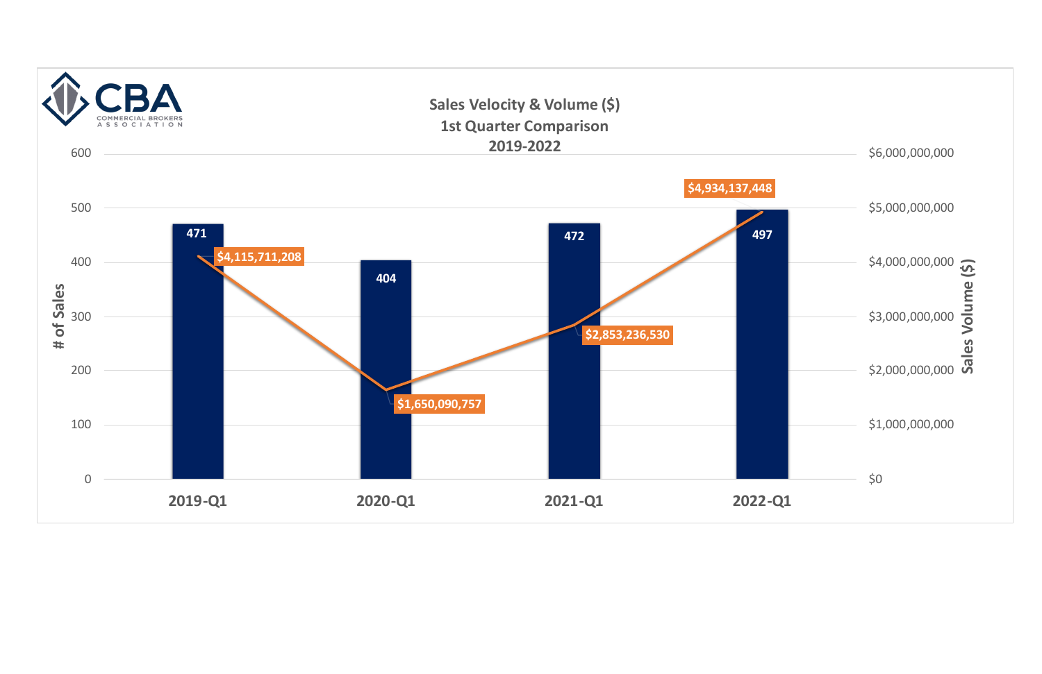## Sales Velocity & Volume ($)
### 1st Quarter Comparison
### 2019-2022

| Quarter | # of Sales | Sales Volume ($) |
| --- | --- | --- |
| 2019-Q1 | 471 | $4,115,711,208 |
| 2020-Q1 | 404 | $1,650,090,757 |
| 2021-Q1 | 472 | $2,853,236,530 |
| 2022-Q1 | 497 | $4,934,137,448 |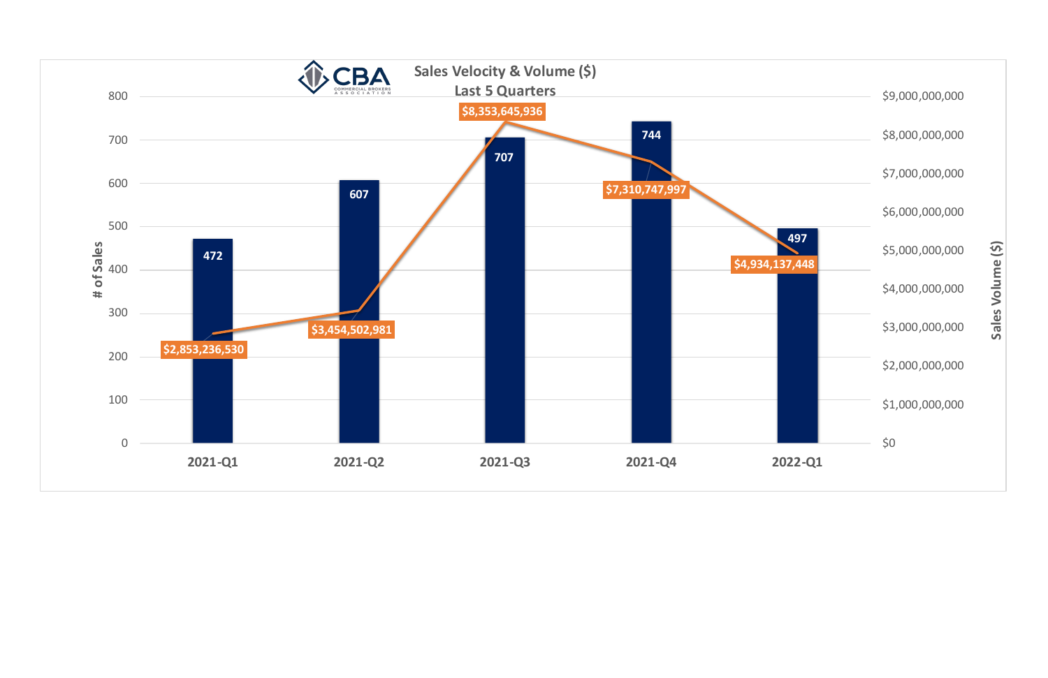## Sales Velocity & Volume ($)
### Last 5 Quarters

| Quarter | # of Sales | Sales Volume ($) |
|---|---|---|
| 2021-Q1 | 472 | $2,853,236,530 |
| 2021-Q2 | 607 | $3,454,502,981 |
| 2021-Q3 | 707 | $8,353,645,936 |
| 2021-Q4 | 744 | $7,310,747,997 |
| 2022-Q1 | 497 | $4,934,137,448 |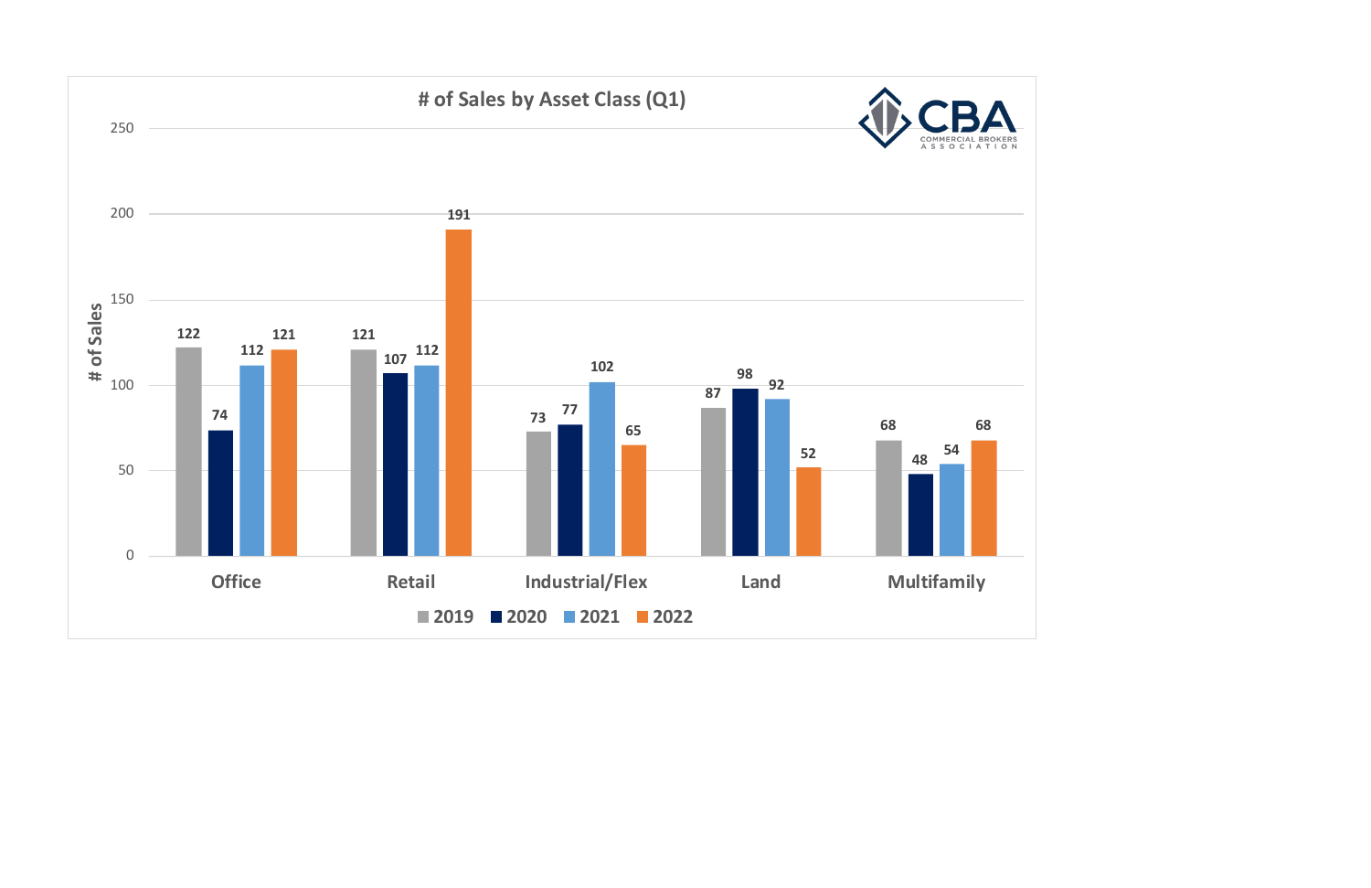# # of Sales by Asset Class (Q1)

| Asset Class | 2019 | 2020 | 2021 | 2022 |
|---|---|---|---|---|
| Office | 122 | 74 | 112 | 121 |
| Retail | 121 | 107 | 112 | 191 |
| Industrial/Flex | 73 | 77 | 102 | 65 |
| Land | 87 | 98 | 92 | 52 |
| Multifamily | 68 | 48 | 54 | 68 |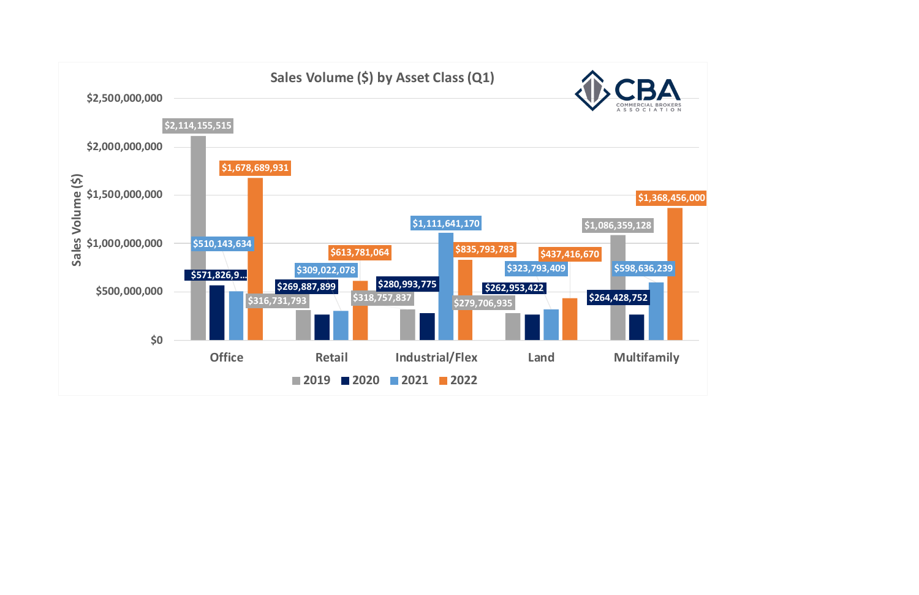## Sales Volume ($) by Asset Class (Q1)

| Asset Class | 2019 | 2020 | 2021 | 2022 |
|---|---|---|---|---|
| Office | $2,114,155,515 | $571,826,9... | $510,143,634 | $1,678,689,931 |
| Retail | $316,731,793 | $269,887,899 | $309,022,078 | $613,781,064 |
| Industrial/Flex | $318,757,837 | $280,993,775 | $1,111,641,170 | $835,793,783 |
| Land | $279,706,935 | $262,953,422 | $323,793,409 | $437,416,670 |
| Multifamily | $1,086,359,128 | $264,428,752 | $598,636,239 | $1,368,456,000 |

Sales Volume ($)

CBA COMMERCIAL BROKERS ASSOCIATION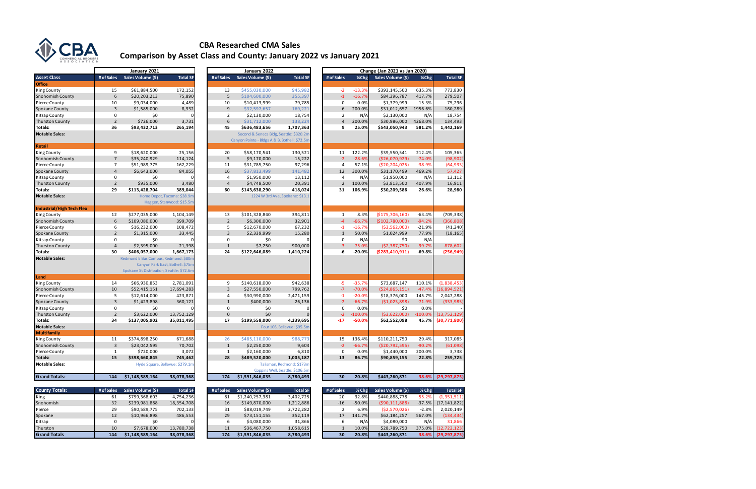# CBA Researched CMA Sales

## Comparison by Asset Class and County: January 2022 vs January 2021

| Asset Class | January 2021 # of Sales | January 2021 Sales Volume ($) | January 2021 Total SF | January 2022 # of Sales | January 2022 Sales Volume ($) | January 2022 Total SF | Change (Jan 2021 vs Jan 2020) # of Sales | %Chg | Sales Volume ($) | %Chg | Total SF |
|---|---|---|---|---|---|---|---|---|---|---|---|
| **Office** | | | | | | | | | | | |
| King County | 15 | $61,884,500 | 172,152 | 13 | $455,030,000 | 945,982 | -2 | -13.3% | $393,145,500 | 635.3% | 773,830 |
| Snohomish County | 6 | $20,203,213 | 75,890 | 5 | $104,600,000 | 355,397 | -1 | -16.7% | $84,396,787 | 417.7% | 279,507 |
| Pierce County | 10 | $9,034,000 | 4,489 | 10 | $10,413,999 | 79,785 | 0 | 0.0% | $1,379,999 | 15.3% | 75,296 |
| Spokane County | 3 | $1,585,000 | 8,932 | 9 | $32,597,657 | 169,221 | 6 | 200.0% | $31,012,657 | 1956.6% | 160,289 |
| Kitsap County | 0 | $0 | 0 | 2 | $2,130,000 | 18,754 | 2 | N/A | $2,130,000 | N/A | 18,754 |
| Thurston County | 2 | $726,000 | 3,731 | 6 | $31,712,000 | 138,224 | 4 | 200.0% | $30,986,000 | 4268.0% | 134,493 |
| **Totals:** | **36** | **$93,432,713** | **265,194** | **45** | **$636,483,656** | **1,707,363** | **9** | **25.0%** | **$543,050,943** | **581.2%** | **1,442,169** |
| **Notable Sales:** | | | | | Second & Seneca Bldg, Seattle: $320.2m; Canyon Pointe - Bldgs A & B, Bothell: $72.5m | | | | | | |
| **Retail** | | | | | | | | | | | |
| King County | 9 | $18,620,000 | 25,156 | 20 | $58,170,541 | 130,521 | 11 | 122.2% | $39,550,541 | 212.4% | 105,365 |
| Snohomish County | 7 | $35,240,929 | 114,124 | 5 | $9,170,000 | 15,222 | -2 | -28.6% | ($26,070,929) | -74.0% | (98,902) |
| Pierce County | 7 | $51,989,775 | 162,229 | 11 | $31,785,750 | 97,296 | 4 | 57.1% | ($20,204,025) | -38.9% | (64,933) |
| Spokane County | 4 | $6,643,000 | 84,055 | 16 | $37,813,499 | 141,482 | 12 | 300.0% | $31,170,499 | 469.2% | 57,427 |
| Kitsap County | 0 | $0 | 0 | 4 | $1,950,000 | 13,112 | 4 | N/A | $1,950,000 | N/A | 13,112 |
| Thurston County | 2 | $935,000 | 3,480 | 4 | $4,748,500 | 20,391 | 2 | 100.0% | $3,813,500 | 407.9% | 16,911 |
| **Totals:** | **29** | **$113,428,704** | **389,044** | **60** | **$143,638,290** | **418,024** | **31** | **106.9%** | **$30,209,586** | **26.6%** | **28,980** |
| **Notable Sales:** | | Home Depot, Tacoma: $38.9m; Haggen, Stanwood: $15.5m | | | 1224 W 3rd Ave, Spokane: $13.1 | | | | | | |
| **Industrial/High Tech Flex** | | | | | | | | | | | |
| King County | 12 | $277,035,000 | 1,104,149 | 13 | $101,328,840 | 394,811 | 1 | 8.3% | ($175,706,160) | -63.4% | (709,338) |
| Snohomish County | 6 | $109,080,000 | 399,709 | 2 | $6,300,000 | 32,901 | -4 | -66.7% | ($102,780,000) | -94.2% | (366,808) |
| Pierce County | 6 | $16,232,000 | 108,472 | 5 | $12,670,000 | 67,232 | -1 | -16.7% | ($3,562,000) | -21.9% | (41,240) |
| Spokane County | 2 | $1,315,000 | 33,445 | 3 | $2,339,999 | 15,280 | 1 | 50.0% | $1,024,999 | 77.9% | (18,165) |
| Kitsap County | 0 | $0 | 0 | 0 | $0 | 0 | 0 | N/A | $0 | N/A | - |
| Thurston County | 4 | $2,395,000 | 21,398 | 1 | $7,250 | 900,000 | -3 | -75.0% | ($2,387,750) | -99.7% | 878,602 |
| **Totals:** | **30** | **$406,057,000** | **1,667,173** | **24** | **$122,646,089** | **1,410,224** | **-6** | **-20.0%** | **($283,410,911)** | **-69.8%** | **(256,949)** |
| **Notable Sales:** | | Redmond E Bus Campus, Redmond: $80m; Canyon Park East, Bothell: $75m; Spokane St Distribution, Seattle: $72.6m | | | | | | | | | |
| **Land** | | | | | | | | | | | |
| King County | 14 | $66,930,853 | 2,781,091 | 9 | $140,618,000 | 942,638 | -5 | -35.7% | $73,687,147 | 110.1% | (1,838,453) |
| Snohomish County | 10 | $52,415,151 | 17,694,283 | 3 | $27,550,000 | 799,762 | -7 | -70.0% | ($24,865,151) | -47.4% | (16,894,521) |
| Pierce County | 5 | $12,614,000 | 423,871 | 4 | $30,990,000 | 2,471,159 | -1 | -20.0% | $18,376,000 | 145.7% | 2,047,288 |
| Spokane County | 3 | $1,423,898 | 360,121 | 1 | $400,000 | 26,136 | -2 | -66.7% | ($1,023,898) | -71.9% | (333,985) |
| Kitsap County | 0 | $0 | 0 | 0 | $0 | 0 | 0 | 0.0% | $0 | 0.0% | - |
| Thurston County | 2 | $3,622,000 | 13,752,129 | 0 | $0 | 0 | -2 | -100.0% | ($3,622,000) | -100.0% | (13,752,129) |
| **Totals:** | **34** | **$137,005,902** | **35,011,495** | **17** | **$199,558,000** | **4,239,695** | **-17** | **-50.0%** | **$62,552,098** | **45.7%** | **(30,771,800)** |
| **Notable Sales:** | | | | | Four 106, Bellevue: $95.5m | | | | | | |
| **Multifamily** | | | | | | | | | | | |
| King County | 11 | $374,898,250 | 671,688 | 26 | $485,110,000 | 988,773 | 15 | 136.4% | $110,211,750 | 29.4% | 317,085 |
| Snohomish County | 3 | $23,042,595 | 70,702 | 1 | $2,250,000 | 9,604 | -2 | -66.7% | ($20,792,595) | -90.2% | (61,098) |
| Pierce County | 1 | $720,000 | 3,072 | 1 | $2,160,000 | 6,810 | 0 | 0.0% | $1,440,000 | 200.0% | 3,738 |
| **Totals:** | **15** | **$398,660,845** | **745,462** | **28** | **$489,520,000** | **1,005,187** | **13** | **86.7%** | **$90,859,155** | **22.8%** | **259,725** |
| **Notable Sales:** | | Hyde Square, Bellevue: $279.1m | | | Talisman, Redmond: $173m; Coppins Well, Seattle: $106.5m | | | | | | |
| **Grand Totals:** | **144** | **$1,148,585,164** | **38,078,368** | **174** | **$1,591,846,035** | **8,780,493** | **30** | **20.8%** | **$443,260,871** | **38.6%** | **(29,297,875)** |

| County Totals: | # of Sales | Sales Volume ($) | Total SF | # of Sales | Sales Volume ($) | Total SF | # of Sales | % Chg | Sales Volume ($) | % Chg | Total SF |
|---|---|---|---|---|---|---|---|---|---|---|---|
| King | 61 | $799,368,603 | 4,754,236 | 81 | $1,240,257,381 | 3,402,725 | 20 | 32.8% | $440,888,778 | 55.2% | (1,351,511) |
| Snohomish | 32 | $239,981,888 | 18,354,708 | 16 | $149,870,000 | 1,212,886 | -16 | -50.0% | ($90,111,888) | -37.5% | (17,141,822) |
| Pierce | 29 | $90,589,775 | 702,133 | 31 | $88,019,749 | 2,722,282 | 2 | 6.9% | ($2,570,026) | -2.8% | 2,020,149 |
| Spokane | 12 | $10,966,898 | 486,553 | 29 | $73,151,155 | 352,119 | 17 | 141.7% | $62,184,257 | 567.0% | (134,434) |
| Kitsap | 0 | $0 | 0 | 6 | $4,080,000 | 31,866 | 6 | N/A | $4,080,000 | N/A | 31,866 |
| Thurston | 10 | $7,678,000 | 13,780,738 | 11 | $36,467,750 | 1,058,615 | 1 | 10.0% | $28,789,750 | 375.0% | (12,722,123) |
| **Grand Totals** | **144** | **$1,148,585,164** | **38,078,368** | **174** | **$1,591,846,035** | **8,780,493** | **30** | **20.8%** | **$443,260,871** | **38.6%** | **(29,297,875)** |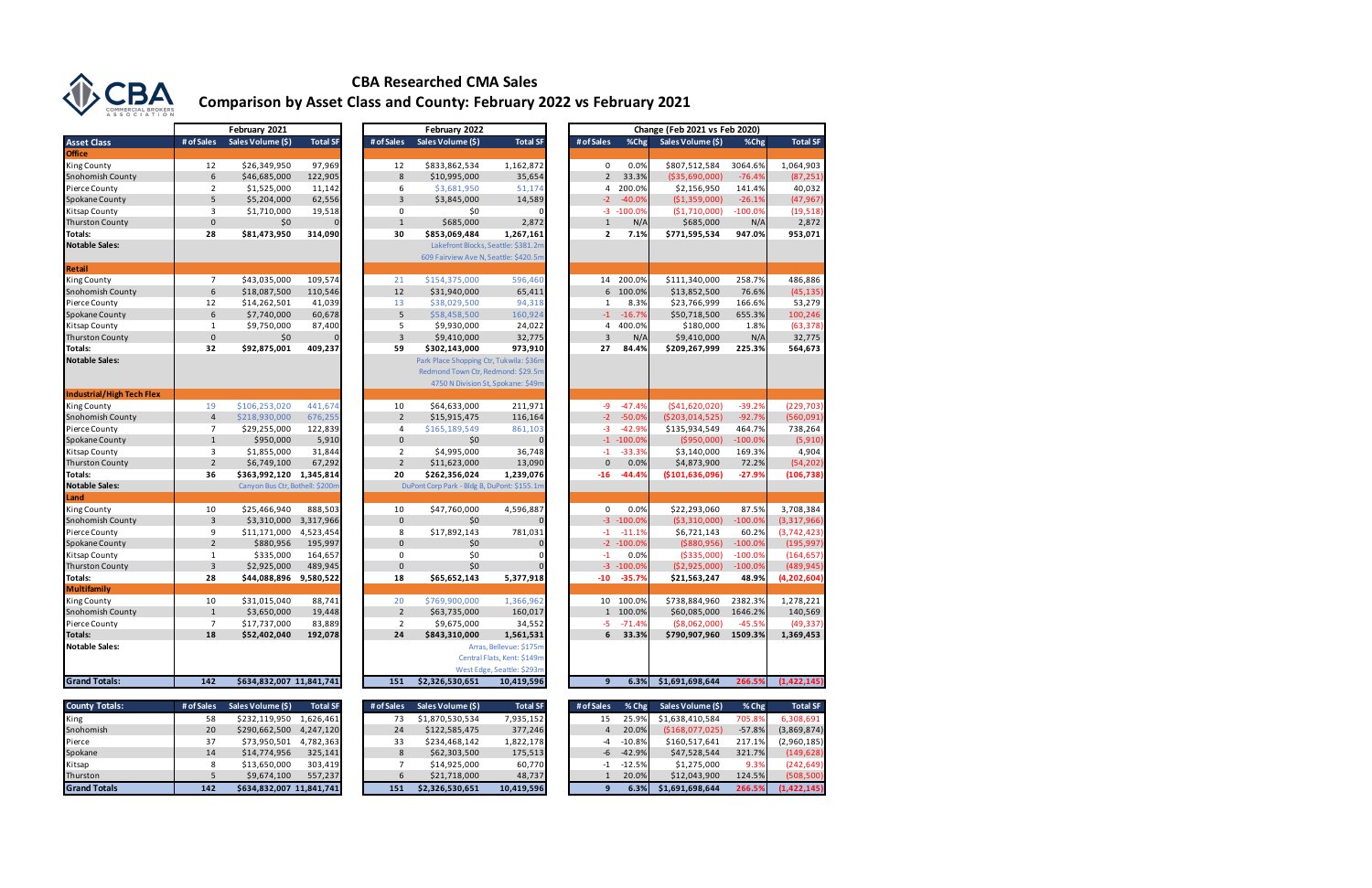# CBA Researched CMA Sales

## Comparison by Asset Class and County: February 2022 vs February 2021

| Asset Class | February 2021 | | | February 2022 | | | Change (Feb 2021 vs Feb 2020) | | | | |
|---|---|---|---|---|---|---|---|---|---|---|---|
| | # of Sales | Sales Volume ($) | Total SF | # of Sales | Sales Volume ($) | Total SF | # of Sales | %Chg | Sales Volume ($) | %Chg | Total SF |
| **Office** | | | | | | | | | | | |
| King County | 12 | $26,349,950 | 97,969 | 12 | $833,862,534 | 1,162,872 | 0 | 0.0% | $807,512,584 | 3064.6% | 1,064,903 |
| Snohomish County | 6 | $46,685,000 | 122,905 | 8 | $10,995,000 | 35,654 | 2 | 33.3% | ($35,690,000) | -76.4% | (87,251) |
| Pierce County | 2 | $1,525,000 | 11,142 | 6 | $3,681,950 | 51,174 | 4 | 200.0% | $2,156,950 | 141.4% | 40,032 |
| Spokane County | 5 | $5,204,000 | 62,556 | 3 | $3,845,000 | 14,589 | -2 | -40.0% | ($1,359,000) | -26.1% | (47,967) |
| Kitsap County | 3 | $1,710,000 | 19,518 | 0 | $0 | 0 | -3 | -100.0% | ($1,710,000) | -100.0% | (19,518) |
| Thurston County | 0 | $0 | 0 | 1 | $685,000 | 2,872 | 1 | N/A | $685,000 | N/A | 2,872 |
| **Totals:** | **28** | **$81,473,950** | **314,090** | **30** | **$853,069,484** | **1,267,161** | **2** | **7.1%** | **$771,595,534** | **947.0%** | **953,071** |
| **Notable Sales:** | | | | Lakefront Blocks, Seattle: $381.2m | | | | | | | |
| | | | | 609 Fairview Ave N, Seattle: $420.5m | | | | | | | |
| **Retail** | | | | | | | | | | | |
| King County | 7 | $43,035,000 | 109,574 | 21 | $154,375,000 | 596,460 | 14 | 200.0% | $111,340,000 | 258.7% | 486,886 |
| Snohomish County | 6 | $18,087,500 | 110,546 | 12 | $31,940,000 | 65,411 | 6 | 100.0% | $13,852,500 | 76.6% | (45,135) |
| Pierce County | 12 | $14,262,501 | 41,039 | 13 | $38,029,500 | 94,318 | 1 | 8.3% | $23,766,999 | 166.6% | 53,279 |
| Spokane County | 6 | $7,740,000 | 60,678 | 5 | $58,458,500 | 160,924 | -1 | -16.7% | $50,718,500 | 655.3% | 100,246 |
| Kitsap County | 1 | $9,750,000 | 87,400 | 5 | $9,930,000 | 24,022 | 4 | 400.0% | $180,000 | 1.8% | (63,378) |
| Thurston County | 0 | $0 | 0 | 3 | $9,410,000 | 32,775 | 3 | N/A | $9,410,000 | N/A | 32,775 |
| **Totals:** | **32** | **$92,875,001** | **409,237** | **59** | **$302,143,000** | **973,910** | **27** | **84.4%** | **$209,267,999** | **225.3%** | **564,673** |
| **Notable Sales:** | | | | Park Place Shopping Ctr, Tukwila: $36m | | | | | | | |
| | | | | Redmond Town Ctr, Redmond: $29.5m | | | | | | | |
| | | | | 4750 N Division St, Spokane: $49m | | | | | | | |
| **Industrial/High Tech Flex** | | | | | | | | | | | |
| King County | 19 | $106,253,020 | 441,674 | 10 | $64,633,000 | 211,971 | -9 | -47.4% | ($41,620,020) | -39.2% | (229,703) |
| Snohomish County | 4 | $218,930,000 | 676,255 | 2 | $15,915,475 | 116,164 | -2 | -50.0% | ($203,014,525) | -92.7% | (560,091) |
| Pierce County | 7 | $29,255,000 | 122,839 | 4 | $165,189,549 | 861,103 | -3 | -42.9% | $135,934,549 | 464.7% | 738,264 |
| Spokane County | 1 | $950,000 | 5,910 | 0 | $0 | 0 | -1 | -100.0% | ($950,000) | -100.0% | (5,910) |
| Kitsap County | 3 | $1,855,000 | 31,844 | 2 | $4,995,000 | 36,748 | -1 | -33.3% | $3,140,000 | 169.3% | 4,904 |
| Thurston County | 2 | $6,749,100 | 67,292 | 2 | $11,623,000 | 13,090 | 0 | 0.0% | $4,873,900 | 72.2% | (54,202) |
| **Totals:** | **36** | **$363,992,120** | **1,345,814** | **20** | **$262,356,024** | **1,239,076** | **-16** | **-44.4%** | **($101,636,096)** | **-27.9%** | **(106,738)** |
| **Notable Sales:** | Canyon Bus Ctr, Bothell: $200m | | | DuPont Corp Park - Bldg B, DuPont: $155.1m | | | | | | | |
| **Land** | | | | | | | | | | | |
| King County | 10 | $25,466,940 | 888,503 | 10 | $47,760,000 | 4,596,887 | 0 | 0.0% | $22,293,060 | 87.5% | 3,708,384 |
| Snohomish County | 3 | $3,310,000 | 3,317,966 | 0 | $0 | 0 | -3 | -100.0% | ($3,310,000) | -100.0% | (3,317,966) |
| Pierce County | 9 | $11,171,000 | 4,523,454 | 8 | $17,892,143 | 781,031 | -1 | -11.1% | $6,721,143 | 60.2% | (3,742,423) |
| Spokane County | 2 | $880,956 | 195,997 | 0 | $0 | 0 | -2 | -100.0% | ($880,956) | -100.0% | (195,997) |
| Kitsap County | 1 | $335,000 | 164,657 | 0 | $0 | 0 | -1 | 0.0% | ($335,000) | -100.0% | (164,657) |
| Thurston County | 3 | $2,925,000 | 489,945 | 0 | $0 | 0 | -3 | -100.0% | ($2,925,000) | -100.0% | (489,945) |
| **Totals:** | **28** | **$44,088,896** | **9,580,522** | **18** | **$65,652,143** | **5,377,918** | **-10** | **-35.7%** | **$21,563,247** | **48.9%** | **(4,202,604)** |
| **Multifamily** | | | | | | | | | | | |
| King County | 10 | $31,015,040 | 88,741 | 20 | $769,900,000 | 1,366,962 | 10 | 100.0% | $738,884,960 | 2382.3% | 1,278,221 |
| Snohomish County | 1 | $3,650,000 | 19,448 | 2 | $63,735,000 | 160,017 | 1 | 100.0% | $60,085,000 | 1646.2% | 140,569 |
| Pierce County | 7 | $17,737,000 | 83,889 | 2 | $9,675,000 | 34,552 | -5 | -71.4% | ($8,062,000) | -45.5% | (49,337) |
| **Totals:** | **18** | **$52,402,040** | **192,078** | **24** | **$843,310,000** | **1,561,531** | **6** | **33.3%** | **$790,907,960** | **1509.3%** | **1,369,453** |
| **Notable Sales:** | | | | Arras, Bellevue: $175m | | | | | | | |
| | | | | Central Flats, Kent: $149m | | | | | | | |
| | | | | West Edge, Seattle: $293m | | | | | | | |
| **Grand Totals:** | **142** | **$634,832,007** | **11,841,741** | **151** | **$2,326,530,651** | **10,419,596** | **9** | **6.3%** | **$1,691,698,644** | **266.5%** | **(1,422,145)** |

| County Totals: | # of Sales | Sales Volume ($) | Total SF | # of Sales | Sales Volume ($) | Total SF | # of Sales | % Chg | Sales Volume ($) | % Chg | Total SF |
|---|---|---|---|---|---|---|---|---|---|---|---|
| King | 58 | $232,119,950 | 1,626,461 | 73 | $1,870,530,534 | 7,935,152 | 15 | 25.9% | $1,638,410,584 | 705.8% | 6,308,691 |
| Snohomish | 20 | $290,662,500 | 4,247,120 | 24 | $122,585,475 | 377,246 | 4 | 20.0% | ($168,077,025) | -57.8% | (3,869,874) |
| Pierce | 37 | $73,950,501 | 4,782,363 | 33 | $234,468,142 | 1,822,178 | -4 | -10.8% | $160,517,641 | 217.1% | (2,960,185) |
| Spokane | 14 | $14,774,956 | 325,141 | 8 | $62,303,500 | 175,513 | -6 | -42.9% | $47,528,544 | 321.7% | (149,628) |
| Kitsap | 8 | $13,650,000 | 303,419 | 7 | $14,925,000 | 60,770 | -1 | -12.5% | $1,275,000 | 9.3% | (242,649) |
| Thurston | 5 | $9,674,100 | 557,237 | 6 | $21,718,000 | 48,737 | 1 | 20.0% | $12,043,900 | 124.5% | (508,500) |
| **Grand Totals** | **142** | **$634,832,007** | **11,841,741** | **151** | **$2,326,530,651** | **10,419,596** | **9** | **6.3%** | **$1,691,698,644** | **266.5%** | **(1,422,145)** |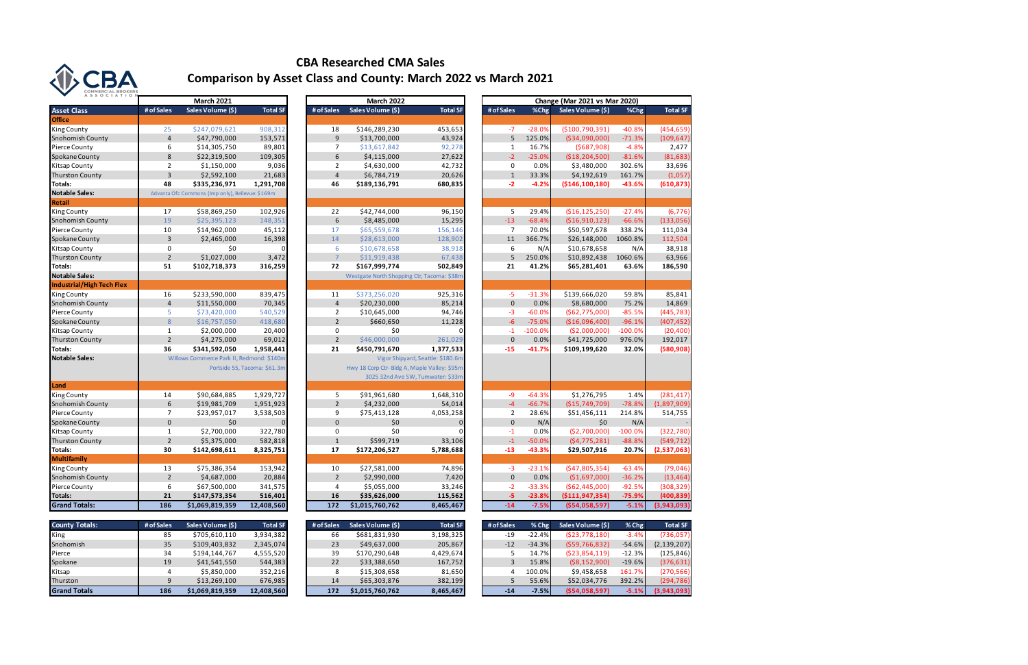# CBA Researched CMA Sales

## Comparison by Asset Class and County: March 2022 vs March 2021

| Asset Class | March 2021 | | | March 2022 | | | Change (Mar 2021 vs Mar 2020) | | | | |
|---|---|---|---|---|---|---|---|---|---|---|---|
| | # of Sales | Sales Volume ($) | Total SF | # of Sales | Sales Volume ($) | Total SF | # of Sales | %Chg | Sales Volume ($) | %Chg | Total SF |
| **Office** | | | | | | | | | | | |
| King County | 25 | $247,079,621 | 908,312 | 18 | $146,289,230 | 453,653 | -7 | -28.0% | ($100,790,391) | -40.8% | (454,659) |
| Snohomish County | 4 | $47,790,000 | 153,571 | 9 | $13,700,000 | 43,924 | 5 | 125.0% | ($34,090,000) | -71.3% | (109,647) |
| Pierce County | 6 | $14,305,750 | 89,801 | 7 | $13,617,842 | 92,278 | 1 | 16.7% | ($687,908) | -4.8% | 2,477 |
| Spokane County | 8 | $22,319,500 | 109,305 | 6 | $4,115,000 | 27,622 | -2 | -25.0% | ($18,204,500) | -81.6% | (81,683) |
| Kitsap County | 2 | $1,150,000 | 9,036 | 2 | $4,630,000 | 42,732 | 0 | 0.0% | $3,480,000 | 302.6% | 33,696 |
| Thurston County | 3 | $2,592,100 | 21,683 | 4 | $6,784,719 | 20,626 | 1 | 33.3% | $4,192,619 | 161.7% | (1,057) |
| **Totals:** | **48** | **$335,236,971** | **1,291,708** | **46** | **$189,136,791** | **680,835** | **-2** | **-4.2%** | **($146,100,180)** | **-43.6%** | **(610,873)** |
| **Notable Sales:** | Advanta Ofc Commons (Imp only), Bellevue: $169m | | | | | | | | | | |
| **Retail** | | | | | | | | | | | |
| King County | 17 | $58,869,250 | 102,926 | 22 | $42,744,000 | 96,150 | 5 | 29.4% | ($16,125,250) | -27.4% | (6,776) |
| Snohomish County | 19 | $25,395,123 | 148,351 | 6 | $8,485,000 | 15,295 | -13 | -68.4% | ($16,910,123) | -66.6% | (133,056) |
| Pierce County | 10 | $14,962,000 | 45,112 | 17 | $65,559,678 | 156,146 | 7 | 70.0% | $50,597,678 | 338.2% | 111,034 |
| Spokane County | 3 | $2,465,000 | 16,398 | 14 | $28,613,000 | 128,902 | 11 | 366.7% | $26,148,000 | 1060.8% | 112,504 |
| Kitsap County | 0 | $0 | 0 | 6 | $10,678,658 | 38,918 | 6 | N/A | $10,678,658 | N/A | 38,918 |
| Thurston County | 2 | $1,027,000 | 3,472 | 7 | $11,919,438 | 67,438 | 5 | 250.0% | $10,892,438 | 1060.6% | 63,966 |
| **Totals:** | **51** | **$102,718,373** | **316,259** | **72** | **$167,999,774** | **502,849** | **21** | **41.2%** | **$65,281,401** | **63.6%** | **186,590** |
| **Notable Sales:** | | | | Westgate North Shopping Ctr, Tacoma: $38m | | | | | | | |
| **Industrial/High Tech Flex** | | | | | | | | | | | |
| King County | 16 | $233,590,000 | 839,475 | 11 | $373,256,020 | 925,316 | -5 | -31.3% | $139,666,020 | 59.8% | 85,841 |
| Snohomish County | 4 | $11,550,000 | 70,345 | 4 | $20,230,000 | 85,214 | 0 | 0.0% | $8,680,000 | 75.2% | 14,869 |
| Pierce County | 5 | $73,420,000 | 540,529 | 2 | $10,645,000 | 94,746 | -3 | -60.0% | ($62,775,000) | -85.5% | (445,783) |
| Spokane County | 8 | $16,757,050 | 418,680 | 2 | $660,650 | 11,228 | -6 | -75.0% | ($16,096,400) | -96.1% | (407,452) |
| Kitsap County | 1 | $2,000,000 | 20,400 | 0 | $0 | 0 | -1 | -100.0% | ($2,000,000) | -100.0% | (20,400) |
| Thurston County | 2 | $4,275,000 | 69,012 | 2 | $46,000,000 | 261,029 | 0 | 0.0% | $41,725,000 | 976.0% | 192,017 |
| **Totals:** | **36** | **$341,592,050** | **1,958,441** | **21** | **$450,791,670** | **1,377,533** | **-15** | **-41.7%** | **$109,199,620** | **32.0%** | **(580,908)** |
| **Notable Sales:** | Willows Commerce Park II, Redmond: $140m; Portside 55, Tacoma: $61.3m | | | Vigor Shipyard, Seattle: $180.6m; Hwy 18 Corp Ctr- Bldg A, Maple Valley: $95m; 3025 32nd Ave SW, Tumwater: $33m | | | | | | | |
| **Land** | | | | | | | | | | | |
| King County | 14 | $90,684,885 | 1,929,727 | 5 | $91,961,680 | 1,648,310 | -9 | -64.3% | $1,276,795 | 1.4% | (281,417) |
| Snohomish County | 6 | $19,981,709 | 1,951,923 | 2 | $4,232,000 | 54,014 | -4 | -66.7% | ($15,749,709) | -78.8% | (1,897,909) |
| Pierce County | 7 | $23,957,017 | 3,538,503 | 9 | $75,413,128 | 4,053,258 | 2 | 28.6% | $51,456,111 | 214.8% | 514,755 |
| Spokane County | 0 | $0 | 0 | 0 | $0 | 0 | 0 | N/A | $0 | N/A | - |
| Kitsap County | 1 | $2,700,000 | 322,780 | 0 | $0 | 0 | -1 | 0.0% | ($2,700,000) | -100.0% | (322,780) |
| Thurston County | 2 | $5,375,000 | 582,818 | 1 | $599,719 | 33,106 | -1 | -50.0% | ($4,775,281) | -88.8% | (549,712) |
| **Totals:** | **30** | **$142,698,611** | **8,325,751** | **17** | **$172,206,527** | **5,788,688** | **-13** | **-43.3%** | **$29,507,916** | **20.7%** | **(2,537,063)** |
| **Multifamily** | | | | | | | | | | | |
| King County | 13 | $75,386,354 | 153,942 | 10 | $27,581,000 | 74,896 | -3 | -23.1% | ($47,805,354) | -63.4% | (79,046) |
| Snohomish County | 2 | $4,687,000 | 20,884 | 2 | $2,990,000 | 7,420 | 0 | 0.0% | ($1,697,000) | -36.2% | (13,464) |
| Pierce County | 6 | $67,500,000 | 341,575 | 4 | $5,055,000 | 33,246 | -2 | -33.3% | ($62,445,000) | -92.5% | (308,329) |
| **Totals:** | **21** | **$147,573,354** | **516,401** | **16** | **$35,626,000** | **115,562** | **-5** | **-23.8%** | **($111,947,354)** | **-75.9%** | **(400,839)** |
| **Grand Totals:** | **186** | **$1,069,819,359** | **12,408,560** | **172** | **$1,015,760,762** | **8,465,467** | **-14** | **-7.5%** | **($54,058,597)** | **-5.1%** | **(3,943,093)** |

| County Totals: | # of Sales | Sales Volume ($) | Total SF | # of Sales | Sales Volume ($) | Total SF | # of Sales | % Chg | Sales Volume ($) | % Chg | Total SF |
|---|---|---|---|---|---|---|---|---|---|---|---|
| King | 85 | $705,610,110 | 3,934,382 | 66 | $681,831,930 | 3,198,325 | -19 | -22.4% | ($23,778,180) | -3.4% | (736,057) |
| Snohomish | 35 | $109,403,832 | 2,345,074 | 23 | $49,637,000 | 205,867 | -12 | -34.3% | ($59,766,832) | -54.6% | (2,139,207) |
| Pierce | 34 | $194,144,767 | 4,555,520 | 39 | $170,290,648 | 4,429,674 | 5 | 14.7% | ($23,854,119) | -12.3% | (125,846) |
| Spokane | 19 | $41,541,550 | 544,383 | 22 | $33,388,650 | 167,752 | 3 | 15.8% | ($8,152,900) | -19.6% | (376,631) |
| Kitsap | 4 | $5,850,000 | 352,216 | 8 | $15,308,658 | 81,650 | 4 | 100.0% | $9,458,658 | 161.7% | (270,566) |
| Thurston | 9 | $13,269,100 | 676,985 | 14 | $65,303,876 | 382,199 | 5 | 55.6% | $52,034,776 | 392.2% | (294,786) |
| **Grand Totals** | **186** | **$1,069,819,359** | **12,408,560** | **172** | **$1,015,760,762** | **8,465,467** | **-14** | **-7.5%** | **($54,058,597)** | **-5.1%** | **(3,943,093)** |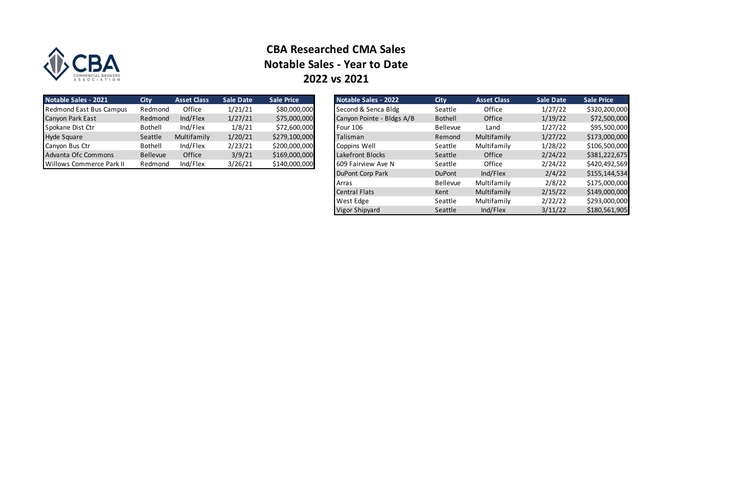# CBA Researched CMA Sales
## Notable Sales - Year to Date
## 2022 vs 2021

| Notable Sales - 2021 | City | Asset Class | Sale Date | Sale Price |
|---|---|---|---|---|
| Redmond East Bus Campus | Redmond | Office | 1/21/21 | $80,000,000 |
| Canyon Park East | Redmond | Ind/Flex | 1/27/21 | $75,000,000 |
| Spokane Dist Ctr | Bothell | Ind/Flex | 1/8/21 | $72,600,000 |
| Hyde Square | Seattle | Multifamily | 1/20/21 | $279,100,000 |
| Canyon Bus Ctr | Bothell | Ind/Flex | 2/23/21 | $200,000,000 |
| Advanta Ofc Commons | Bellevue | Office | 3/9/21 | $169,000,000 |
| Willows Commerce Park II | Redmond | Ind/Flex | 3/26/21 | $140,000,000 |

| Notable Sales - 2022 | City | Asset Class | Sale Date | Sale Price |
|---|---|---|---|---|
| Second & Senca Bldg | Seattle | Office | 1/27/22 | $320,200,000 |
| Canyon Pointe - Bldgs A/B | Bothell | Office | 1/19/22 | $72,500,000 |
| Four 106 | Bellevue | Land | 1/27/22 | $95,500,000 |
| Talisman | Remond | Multifamily | 1/27/22 | $173,000,000 |
| Coppins Well | Seattle | Multifamily | 1/28/22 | $106,500,000 |
| Lakefront Blocks | Seattle | Office | 2/24/22 | $381,222,675 |
| 609 Fairview Ave N | Seattle | Office | 2/24/22 | $420,492,569 |
| DuPont Corp Park | DuPont | Ind/Flex | 2/4/22 | $155,144,534 |
| Arras | Bellevue | Multifamily | 2/8/22 | $175,000,000 |
| Central Flats | Kent | Multifamily | 2/15/22 | $149,000,000 |
| West Edge | Seattle | Multifamily | 2/22/22 | $293,000,000 |
| Vigor Shipyard | Seattle | Ind/Flex | 3/11/22 | $180,561,905 |